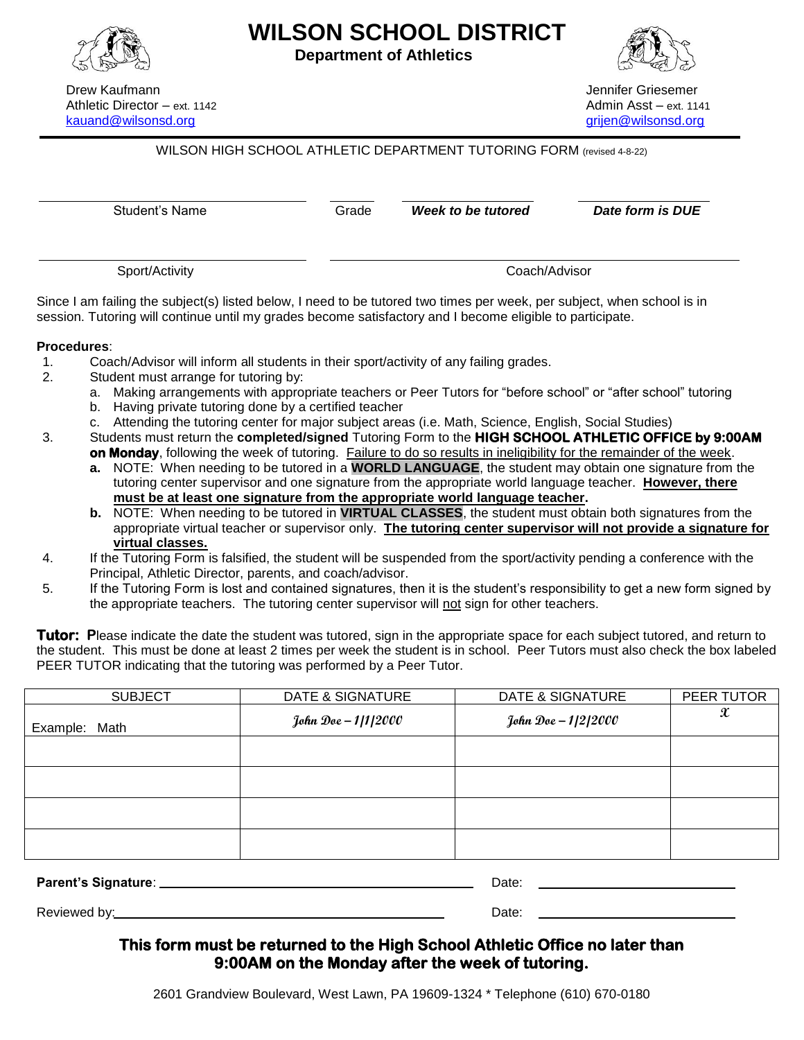# WILSON SCHOOL DISTRICT

**Department of Athletics**

Drew Kaufmann
Athletic Director – ext. 1142
kauand@wilsonsd.org

Jennifer Griesemer
Admin Asst – ext. 1141
grijen@wilsonsd.org

WILSON HIGH SCHOOL ATHLETIC DEPARTMENT TUTORING FORM (revised 4-8-22)

| Student's Name | Grade | ***Week to be tutored*** | ***Date form is DUE*** |
|---|---|---|---|

| Sport/Activity | Coach/Advisor |
|---|---|

Since I am failing the subject(s) listed below, I need to be tutored two times per week, per subject, when school is in session. Tutoring will continue until my grades become satisfactory and I become eligible to participate.

**Procedures**:

1. Coach/Advisor will inform all students in their sport/activity of any failing grades.
2. Student must arrange for tutoring by:
   a. Making arrangements with appropriate teachers or Peer Tutors for "before school" or "after school" tutoring
   b. Having private tutoring done by a certified teacher
   c. Attending the tutoring center for major subject areas (i.e. Math, Science, English, Social Studies)
3. Students must return the **completed/signed** Tutoring Form to the **HIGH SCHOOL ATHLETIC OFFICE by 9:00AM on Monday**, following the week of tutoring. Failure to do so results in ineligibility for the remainder of the week.
   **a.** NOTE: When needing to be tutored in a **WORLD LANGUAGE**, the student may obtain one signature from the tutoring center supervisor and one signature from the appropriate world language teacher. **However, there must be at least one signature from the appropriate world language teacher.**
   **b.** NOTE: When needing to be tutored in **VIRTUAL CLASSES**, the student must obtain both signatures from the appropriate virtual teacher or supervisor only. **The tutoring center supervisor will not provide a signature for virtual classes.**
4. If the Tutoring Form is falsified, the student will be suspended from the sport/activity pending a conference with the Principal, Athletic Director, parents, and coach/advisor.
5. If the Tutoring Form is lost and contained signatures, then it is the student's responsibility to get a new form signed by the appropriate teachers. The tutoring center supervisor will not sign for other teachers.

**Tutor: P**lease indicate the date the student was tutored, sign in the appropriate space for each subject tutored, and return to the student. This must be done at least 2 times per week the student is in school. Peer Tutors must also check the box labeled PEER TUTOR indicating that the tutoring was performed by a Peer Tutor.

| SUBJECT | DATE & SIGNATURE | DATE & SIGNATURE | PEER TUTOR |
|---|---|---|---|
| Example: Math | *John Doe – 1/1/2000* | *John Doe – 1/2/2000* | X |
| | | | |
| | | | |
| | | | |
| | | | |

**Parent's Signature**: ______________________ Date: ______________

Reviewed by: ______________________ Date: ______________

**This form must be returned to the High School Athletic Office no later than 9:00AM on the Monday after the week of tutoring.**

2601 Grandview Boulevard, West Lawn, PA 19609-1324 * Telephone (610) 670-0180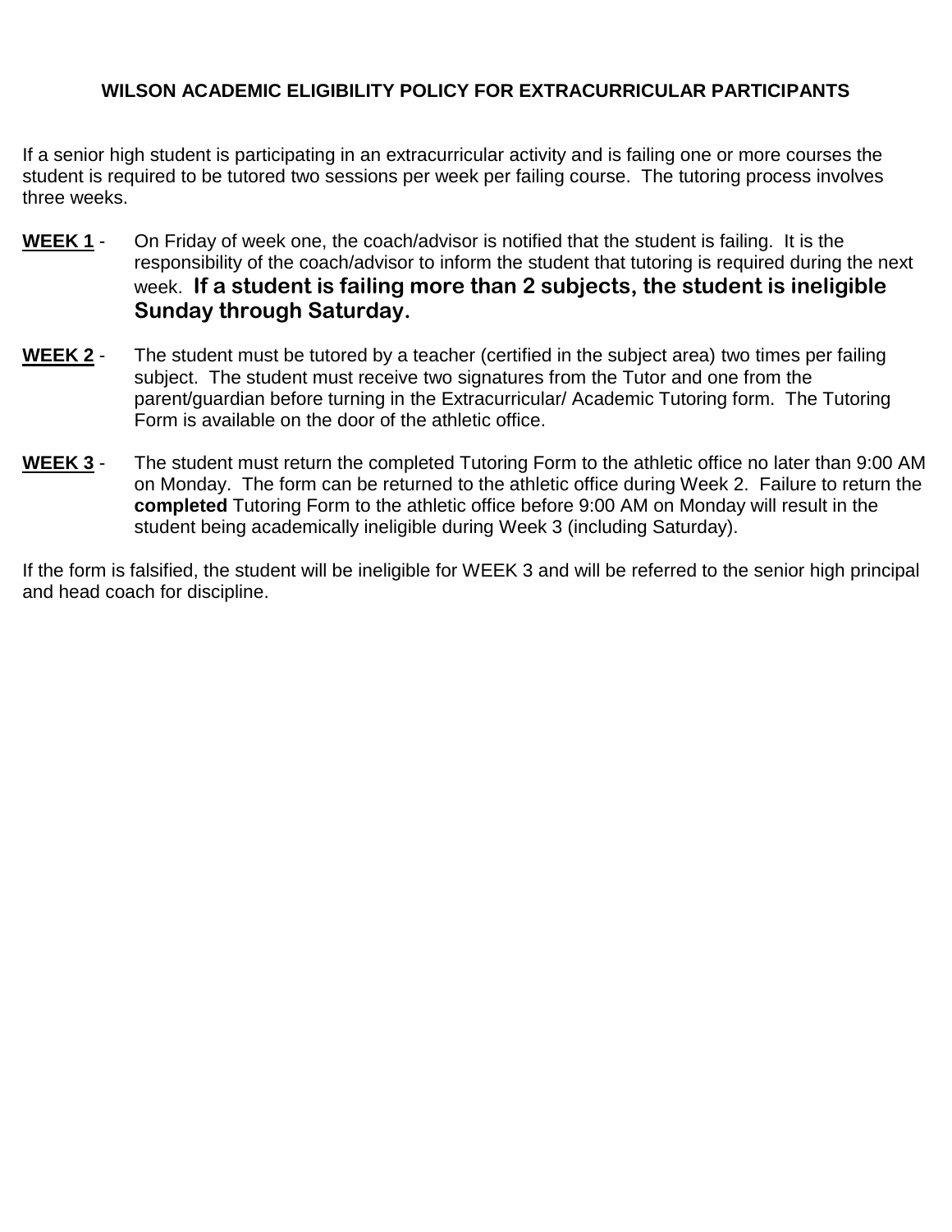### WILSON ACADEMIC ELIGIBILITY POLICY FOR EXTRACURRICULAR PARTICIPANTS

If a senior high student is participating in an extracurricular activity and is failing one or more courses the student is required to be tutored two sessions per week per failing course. The tutoring process involves three weeks.

**WEEK 1** - On Friday of week one, the coach/advisor is notified that the student is failing. It is the responsibility of the coach/advisor to inform the student that tutoring is required during the next week. **If a student is failing more than 2 subjects, the student is ineligible Sunday through Saturday.**

**WEEK 2** - The student must be tutored by a teacher (certified in the subject area) two times per failing subject. The student must receive two signatures from the Tutor and one from the parent/guardian before turning in the Extracurricular/ Academic Tutoring form. The Tutoring Form is available on the door of the athletic office.

**WEEK 3** - The student must return the completed Tutoring Form to the athletic office no later than 9:00 AM on Monday. The form can be returned to the athletic office during Week 2. Failure to return the **completed** Tutoring Form to the athletic office before 9:00 AM on Monday will result in the student being academically ineligible during Week 3 (including Saturday).

If the form is falsified, the student will be ineligible for WEEK 3 and will be referred to the senior high principal and head coach for discipline.